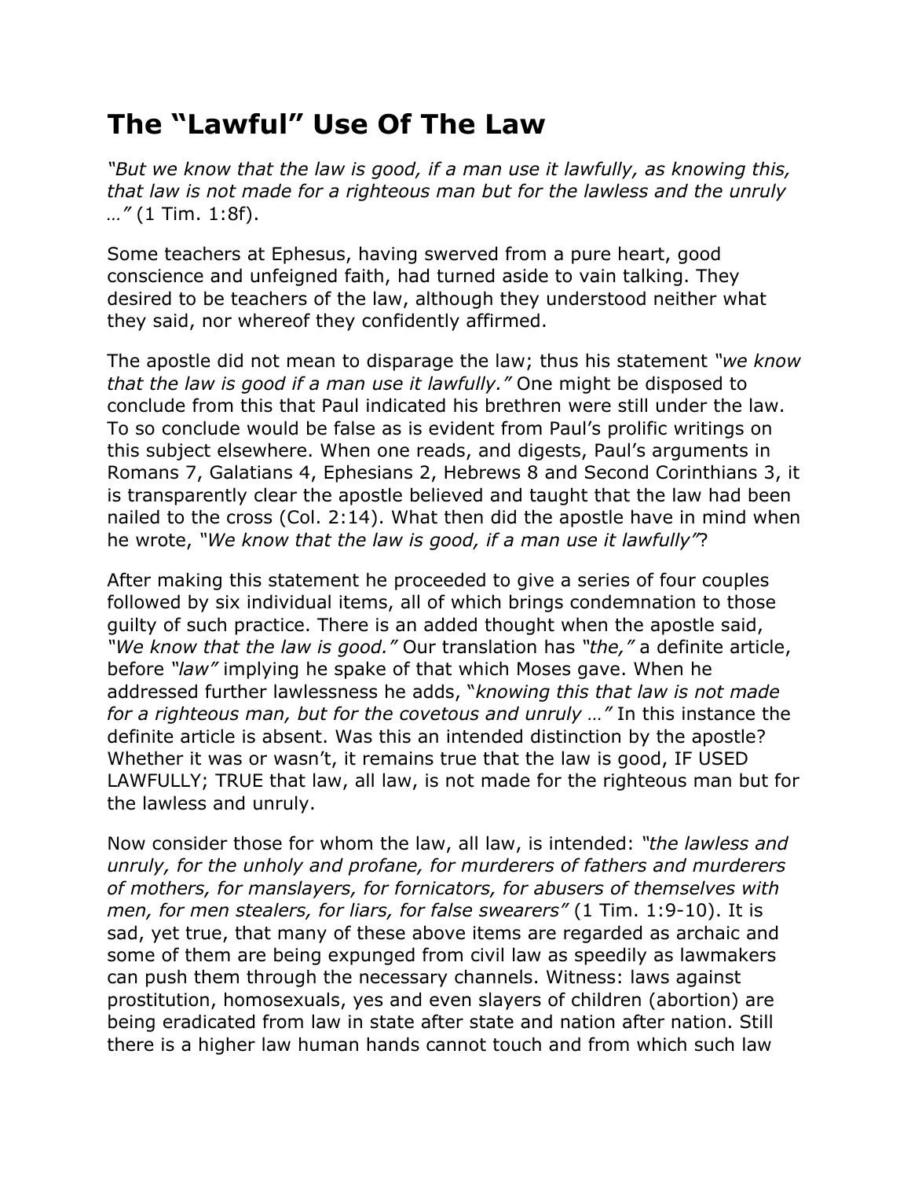# The "Lawful" Use Of The Law

*"But we know that the law is good, if a man use it lawfully, as knowing this, that law is not made for a righteous man but for the lawless and the unruly …"* (1 Tim. 1:8f).

Some teachers at Ephesus, having swerved from a pure heart, good conscience and unfeigned faith, had turned aside to vain talking. They desired to be teachers of the law, although they understood neither what they said, nor whereof they confidently affirmed.

The apostle did not mean to disparage the law; thus his statement *"we know that the law is good if a man use it lawfully."* One might be disposed to conclude from this that Paul indicated his brethren were still under the law. To so conclude would be false as is evident from Paul's prolific writings on this subject elsewhere. When one reads, and digests, Paul's arguments in Romans 7, Galatians 4, Ephesians 2, Hebrews 8 and Second Corinthians 3, it is transparently clear the apostle believed and taught that the law had been nailed to the cross (Col. 2:14). What then did the apostle have in mind when he wrote, *"We know that the law is good, if a man use it lawfully"*?

After making this statement he proceeded to give a series of four couples followed by six individual items, all of which brings condemnation to those guilty of such practice. There is an added thought when the apostle said, *"We know that the law is good."* Our translation has *"the,"* a definite article, before *"law"* implying he spake of that which Moses gave. When he addressed further lawlessness he adds, "*knowing this that law is not made for a righteous man, but for the covetous and unruly …"* In this instance the definite article is absent. Was this an intended distinction by the apostle? Whether it was or wasn't, it remains true that the law is good, IF USED LAWFULLY; TRUE that law, all law, is not made for the righteous man but for the lawless and unruly.

Now consider those for whom the law, all law, is intended: *"the lawless and unruly, for the unholy and profane, for murderers of fathers and murderers of mothers, for manslayers, for fornicators, for abusers of themselves with men, for men stealers, for liars, for false swearers"* (1 Tim. 1:9-10). It is sad, yet true, that many of these above items are regarded as archaic and some of them are being expunged from civil law as speedily as lawmakers can push them through the necessary channels. Witness: laws against prostitution, homosexuals, yes and even slayers of children (abortion) are being eradicated from law in state after state and nation after nation. Still there is a higher law human hands cannot touch and from which such law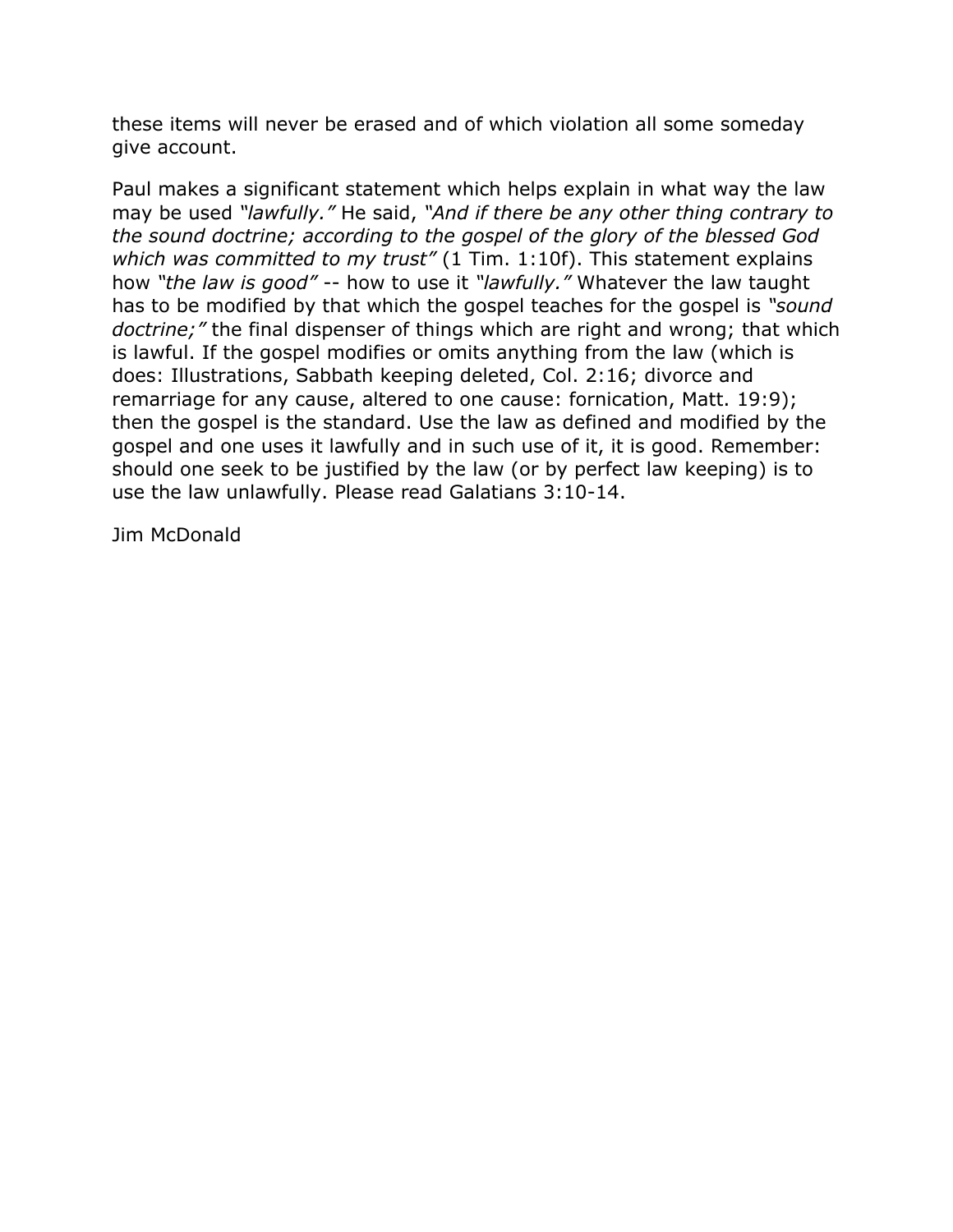these items will never be erased and of which violation all some someday give account.

Paul makes a significant statement which helps explain in what way the law may be used *"lawfully."* He said, *"And if there be any other thing contrary to the sound doctrine; according to the gospel of the glory of the blessed God which was committed to my trust"* (1 Tim. 1:10f). This statement explains how *"the law is good"* -- how to use it *"lawfully."* Whatever the law taught has to be modified by that which the gospel teaches for the gospel is *"sound doctrine;"* the final dispenser of things which are right and wrong; that which is lawful. If the gospel modifies or omits anything from the law (which is does: Illustrations, Sabbath keeping deleted, Col. 2:16; divorce and remarriage for any cause, altered to one cause: fornication, Matt. 19:9); then the gospel is the standard. Use the law as defined and modified by the gospel and one uses it lawfully and in such use of it, it is good. Remember: should one seek to be justified by the law (or by perfect law keeping) is to use the law unlawfully. Please read Galatians 3:10-14.

Jim McDonald